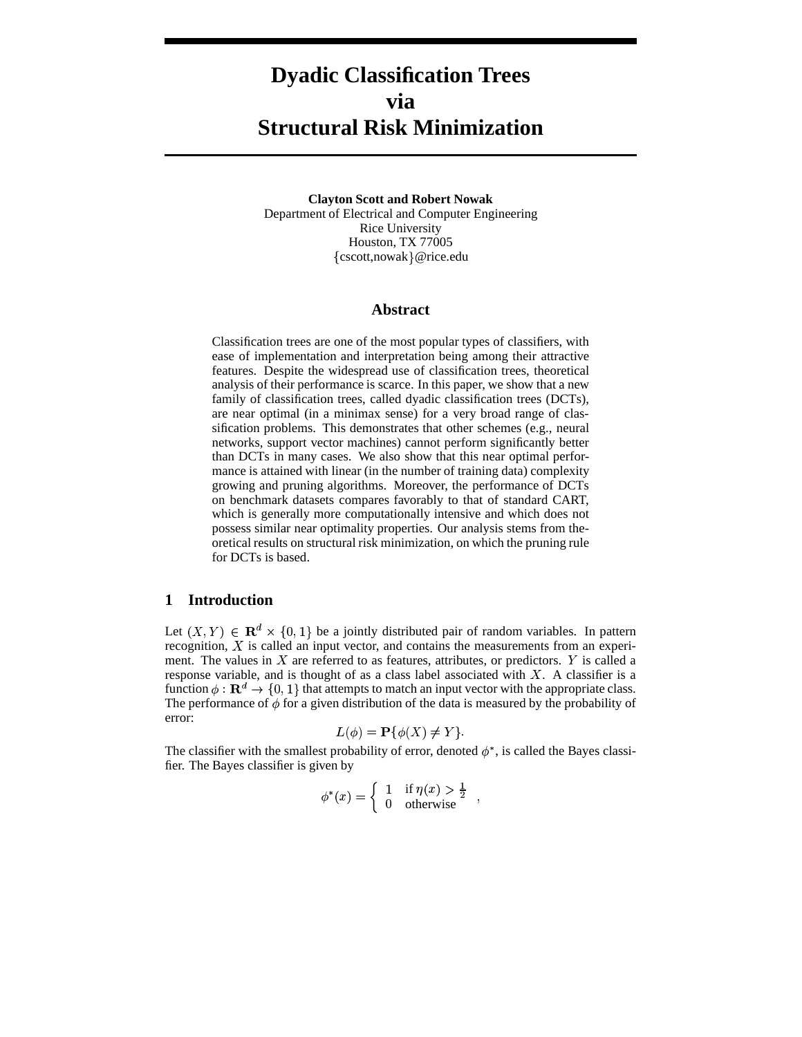# Dyadic Classification Trees via Structural Risk Minimization

**Clayton Scott and Robert Nowak**
Department of Electrical and Computer Engineering
Rice University
Houston, TX 77005
{cscott,nowak}@rice.edu

## Abstract

Classification trees are one of the most popular types of classifiers, with ease of implementation and interpretation being among their attractive features. Despite the widespread use of classification trees, theoretical analysis of their performance is scarce. In this paper, we show that a new family of classification trees, called dyadic classification trees (DCTs), are near optimal (in a minimax sense) for a very broad range of classification problems. This demonstrates that other schemes (e.g., neural networks, support vector machines) cannot perform significantly better than DCTs in many cases. We also show that this near optimal performance is attained with linear (in the number of training data) complexity growing and pruning algorithms. Moreover, the performance of DCTs on benchmark datasets compares favorably to that of standard CART, which is generally more computationally intensive and which does not possess similar near optimality properties. Our analysis stems from theoretical results on structural risk minimization, on which the pruning rule for DCTs is based.

## 1 Introduction

Let $(X, Y) \in \mathbf{R}^d \times \{0, 1\}$ be a jointly distributed pair of random variables. In pattern recognition, $X$ is called an input vector, and contains the measurements from an experiment. The values in $X$ are referred to as features, attributes, or predictors. $Y$ is called a response variable, and is thought of as a class label associated with $X$. A classifier is a function $\phi : \mathbf{R}^d \to \{0, 1\}$ that attempts to match an input vector with the appropriate class. The performance of $\phi$ for a given distribution of the data is measured by the probability of error:

$$L(\phi) = \mathbf{P}\{\phi(X) \neq Y\}.$$

The classifier with the smallest probability of error, denoted $\phi^*$, is called the Bayes classifier. The Bayes classifier is given by

$$\phi^*(x) = \begin{cases} 1 & \text{if } \eta(x) > \frac{1}{2} \\ 0 & \text{otherwise} \end{cases},$$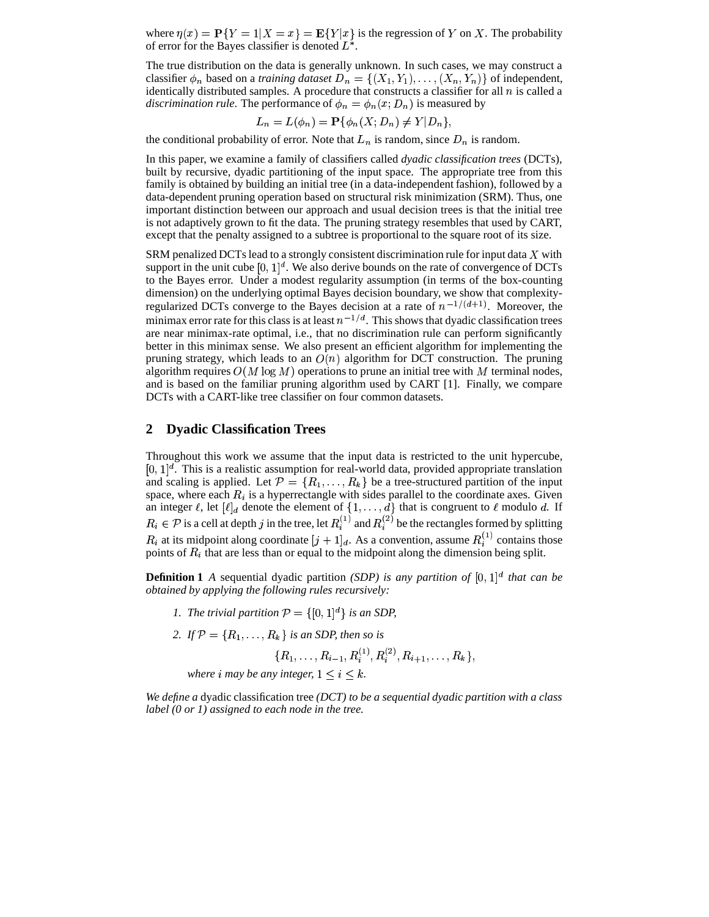where $\eta(x) = \mathbf{P}\{Y = 1 | X = x\} = \mathbf{E}\{Y|x\}$ is the regression of $Y$ on $X$. The probability of error for the Bayes classifier is denoted $L^*$.

The true distribution on the data is generally unknown. In such cases, we may construct a classifier $\phi_n$ based on a *training dataset* $D_n = \{(X_1, Y_1), \ldots, (X_n, Y_n)\}$ of independent, identically distributed samples. A procedure that constructs a classifier for all $n$ is called a *discrimination rule*. The performance of $\phi_n = \phi_n(x; D_n)$ is measured by

$$L_n = L(\phi_n) = \mathbf{P}\{\phi_n(X; D_n) \neq Y | D_n\},$$

the conditional probability of error. Note that $L_n$ is random, since $D_n$ is random.

In this paper, we examine a family of classifiers called *dyadic classification trees* (DCTs), built by recursive, dyadic partitioning of the input space. The appropriate tree from this family is obtained by building an initial tree (in a data-independent fashion), followed by a data-dependent pruning operation based on structural risk minimization (SRM). Thus, one important distinction between our approach and usual decision trees is that the initial tree is not adaptively grown to fit the data. The pruning strategy resembles that used by CART, except that the penalty assigned to a subtree is proportional to the square root of its size.

SRM penalized DCTs lead to a strongly consistent discrimination rule for input data $X$ with support in the unit cube $[0, 1]^d$. We also derive bounds on the rate of convergence of DCTs to the Bayes error. Under a modest regularity assumption (in terms of the box-counting dimension) on the underlying optimal Bayes decision boundary, we show that complexity-regularized DCTs converge to the Bayes decision at a rate of $n^{-1/(d+1)}$. Moreover, the minimax error rate for this class is at least $n^{-1/d}$. This shows that dyadic classification trees are near minimax-rate optimal, i.e., that no discrimination rule can perform significantly better in this minimax sense. We also present an efficient algorithm for implementing the pruning strategy, which leads to an $O(n)$ algorithm for DCT construction. The pruning algorithm requires $O(M \log M)$ operations to prune an initial tree with $M$ terminal nodes, and is based on the familiar pruning algorithm used by CART [1]. Finally, we compare DCTs with a CART-like tree classifier on four common datasets.

## 2 Dyadic Classification Trees

Throughout this work we assume that the input data is restricted to the unit hypercube, $[0, 1]^d$. This is a realistic assumption for real-world data, provided appropriate translation and scaling is applied. Let $\mathcal{P} = \{R_1, \ldots, R_k\}$ be a tree-structured partition of the input space, where each $R_i$ is a hyperrectangle with sides parallel to the coordinate axes. Given an integer $\ell$, let $[\ell]_d$ denote the element of $\{1, \ldots, d\}$ that is congruent to $\ell$ modulo $d$. If $R_i \in \mathcal{P}$ is a cell at depth $j$ in the tree, let $R_i^{(1)}$ and $R_i^{(2)}$ be the rectangles formed by splitting $R_i$ at its midpoint along coordinate $[j + 1]_d$. As a convention, assume $R_i^{(1)}$ contains those points of $R_i$ that are less than or equal to the midpoint along the dimension being split.

**Definition 1** *A* sequential dyadic partition *(SDP) is any partition of* $[0, 1]^d$ *that can be obtained by applying the following rules recursively:*

1. *The trivial partition* $\mathcal{P} = \{[0, 1]^d\}$ *is an SDP,*
2. *If* $\mathcal{P} = \{R_1, \ldots, R_k\}$ *is an SDP, then so is*

$$\{R_1, \ldots, R_{i-1}, R_i^{(1)}, R_i^{(2)}, R_{i+1}, \ldots, R_k\},$$

*where* $i$ *may be any integer,* $1 \leq i \leq k$.

*We define a* dyadic classification tree *(DCT) to be a sequential dyadic partition with a class label (0 or 1) assigned to each node in the tree.*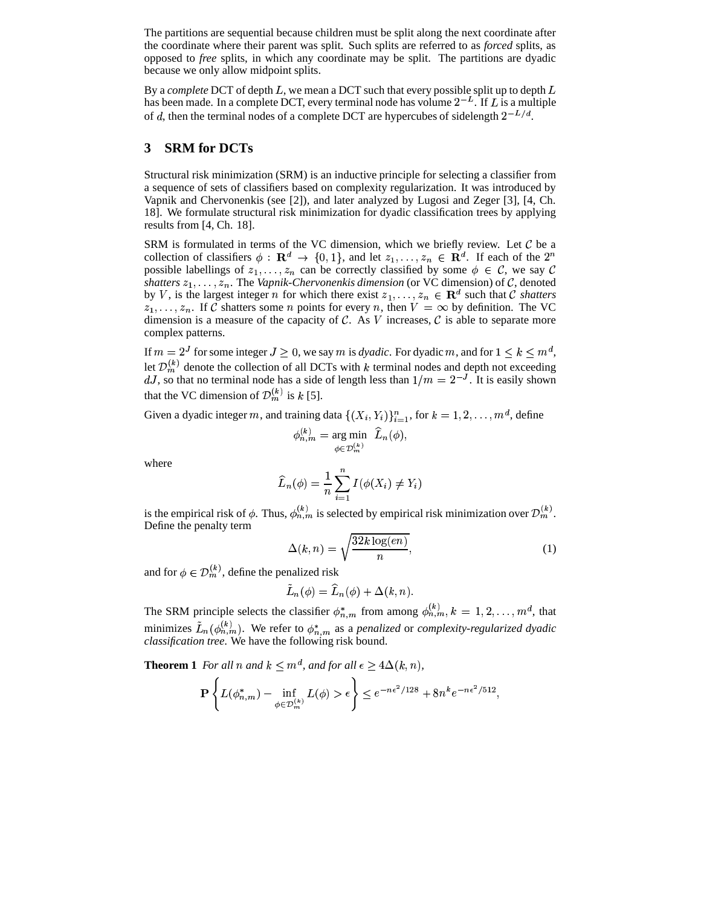The partitions are sequential because children must be split along the next coordinate after the coordinate where their parent was split. Such splits are referred to as *forced* splits, as opposed to *free* splits, in which any coordinate may be split. The partitions are dyadic because we only allow midpoint splits.

By a *complete* DCT of depth $L$, we mean a DCT such that every possible split up to depth $L$ has been made. In a complete DCT, every terminal node has volume $2^{-L}$. If $L$ is a multiple of $d$, then the terminal nodes of a complete DCT are hypercubes of sidelength $2^{-L/d}$.

## 3 SRM for DCTs

Structural risk minimization (SRM) is an inductive principle for selecting a classifier from a sequence of sets of classifiers based on complexity regularization. It was introduced by Vapnik and Chervonenkis (see [2]), and later analyzed by Lugosi and Zeger [3], [4, Ch. 18]. We formulate structural risk minimization for dyadic classification trees by applying results from [4, Ch. 18].

SRM is formulated in terms of the VC dimension, which we briefly review. Let $\mathcal{C}$ be a collection of classifiers $\phi : \mathbf{R}^d \to \{0, 1\}$, and let $z_1, \ldots, z_n \in \mathbf{R}^d$. If each of the $2^n$ possible labellings of $z_1, \ldots, z_n$ can be correctly classified by some $\phi \in \mathcal{C}$, we say $\mathcal{C}$ *shatters* $z_1, \ldots, z_n$. The *Vapnik-Chervonenkis dimension* (or VC dimension) of $\mathcal{C}$, denoted by $V$, is the largest integer $n$ for which there exist $z_1, \ldots, z_n \in \mathbf{R}^d$ such that $\mathcal{C}$ *shatters* $z_1, \ldots, z_n$. If $\mathcal{C}$ shatters some $n$ points for every $n$, then $V = \infty$ by definition. The VC dimension is a measure of the capacity of $\mathcal{C}$. As $V$ increases, $\mathcal{C}$ is able to separate more complex patterns.

If $m = 2^J$ for some integer $J \geq 0$, we say $m$ is *dyadic*. For dyadic $m$, and for $1 \leq k \leq m^d$, let $\mathcal{D}_m^{(k)}$ denote the collection of all DCTs with $k$ terminal nodes and depth not exceeding $dJ$, so that no terminal node has a side of length less than $1/m = 2^{-J}$. It is easily shown that the VC dimension of $\mathcal{D}_m^{(k)}$ is $k$ [5].

Given a dyadic integer $m$, and training data $\{(X_i, Y_i)\}_{i=1}^n$, for $k = 1, 2, \ldots, m^d$, define

$$\phi_{n,m}^{(k)} = \underset{\phi \in \mathcal{D}_m^{(k)}}{\arg\min} \ \widehat{L}_n(\phi),$$

where

$$\widehat{L}_n(\phi) = \frac{1}{n} \sum_{i=1}^{n} I(\phi(X_i) \neq Y_i)$$

is the empirical risk of $\phi$. Thus, $\phi_{n,m}^{(k)}$ is selected by empirical risk minimization over $\mathcal{D}_m^{(k)}$. Define the penalty term

$$\Delta(k, n) = \sqrt{\frac{32k \log(en)}{n}}, \tag{1}$$

and for $\phi \in \mathcal{D}_m^{(k)}$, define the penalized risk

$$\tilde{L}_n(\phi) = \widehat{L}_n(\phi) + \Delta(k, n).$$

The SRM principle selects the classifier $\phi_{n,m}^*$ from among $\phi_{n,m}^{(k)}, k = 1, 2, \ldots, m^d$, that minimizes $\tilde{L}_n(\phi_{n,m}^{(k)})$. We refer to $\phi_{n,m}^*$ as a *penalized* or *complexity-regularized dyadic classification tree*. We have the following risk bound.

**Theorem 1** *For all $n$ and $k \leq m^d$, and for all $\epsilon \geq 4\Delta(k, n)$,*

$$\mathbf{P}\left\{ L(\phi_{n,m}^*) - \inf_{\phi \in \mathcal{D}_m^{(k)}} L(\phi) > \epsilon \right\} \leq e^{-n\epsilon^2/128} + 8n^k e^{-n\epsilon^2/512},$$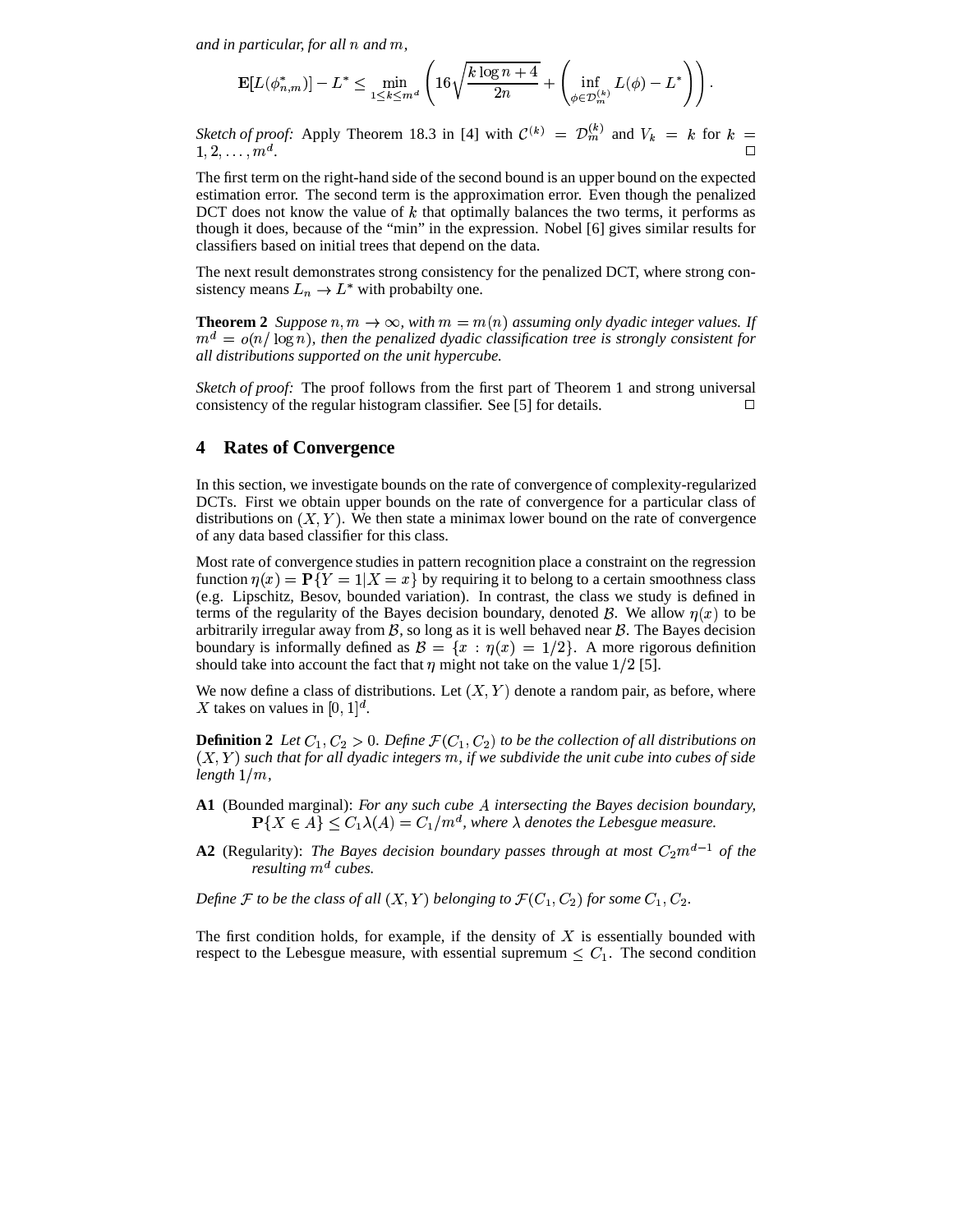*and in particular, for all $n$ and $m$,*

$$\mathbf{E}[L(\phi^*_{n,m})] - L^* \leq \min_{1 \leq k \leq m^d} \left( 16\sqrt{\frac{k \log n + 4}{2n}} + \left( \inf_{\phi \in \mathcal{D}_m^{(k)}} L(\phi) - L^* \right) \right).$$

*Sketch of proof:* Apply Theorem 18.3 in [4] with $\mathcal{C}^{(k)} = \mathcal{D}_m^{(k)}$ and $V_k = k$ for $k = 1, 2, \ldots, m^d$. □

The first term on the right-hand side of the second bound is an upper bound on the expected estimation error. The second term is the approximation error. Even though the penalized DCT does not know the value of $k$ that optimally balances the two terms, it performs as though it does, because of the "min" in the expression. Nobel [6] gives similar results for classifiers based on initial trees that depend on the data.

The next result demonstrates strong consistency for the penalized DCT, where strong consistency means $L_n \to L^*$ with probabilty one.

**Theorem 2** *Suppose $n, m \to \infty$, with $m = m(n)$ assuming only dyadic integer values. If $m^d = o(n/\log n)$, then the penalized dyadic classification tree is strongly consistent for all distributions supported on the unit hypercube.*

*Sketch of proof:* The proof follows from the first part of Theorem 1 and strong universal consistency of the regular histogram classifier. See [5] for details. □

## 4 Rates of Convergence

In this section, we investigate bounds on the rate of convergence of complexity-regularized DCTs. First we obtain upper bounds on the rate of convergence for a particular class of distributions on $(X, Y)$. We then state a minimax lower bound on the rate of convergence of any data based classifier for this class.

Most rate of convergence studies in pattern recognition place a constraint on the regression function $\eta(x) = \mathbf{P}\{Y = 1 | X = x\}$ by requiring it to belong to a certain smoothness class (e.g. Lipschitz, Besov, bounded variation). In contrast, the class we study is defined in terms of the regularity of the Bayes decision boundary, denoted $\mathcal{B}$. We allow $\eta(x)$ to be arbitrarily irregular away from $\mathcal{B}$, so long as it is well behaved near $\mathcal{B}$. The Bayes decision boundary is informally defined as $\mathcal{B} = \{x : \eta(x) = 1/2\}$. A more rigorous definition should take into account the fact that $\eta$ might not take on the value $1/2$ [5].

We now define a class of distributions. Let $(X, Y)$ denote a random pair, as before, where $X$ takes on values in $[0, 1]^d$.

**Definition 2** *Let $C_1, C_2 > 0$. Define $\mathcal{F}(C_1, C_2)$ to be the collection of all distributions on $(X, Y)$ such that for all dyadic integers $m$, if we subdivide the unit cube into cubes of side length $1/m$,*

- **A1** (Bounded marginal): *For any such cube $A$ intersecting the Bayes decision boundary, $\mathbf{P}\{X \in A\} \leq C_1 \lambda(A) = C_1/m^d$, where $\lambda$ denotes the Lebesgue measure.*
- **A2** (Regularity): *The Bayes decision boundary passes through at most $C_2 m^{d-1}$ of the resulting $m^d$ cubes.*

*Define $\mathcal{F}$ to be the class of all $(X, Y)$ belonging to $\mathcal{F}(C_1, C_2)$ for some $C_1, C_2$.*

The first condition holds, for example, if the density of $X$ is essentially bounded with respect to the Lebesgue measure, with essential supremum $\leq C_1$. The second condition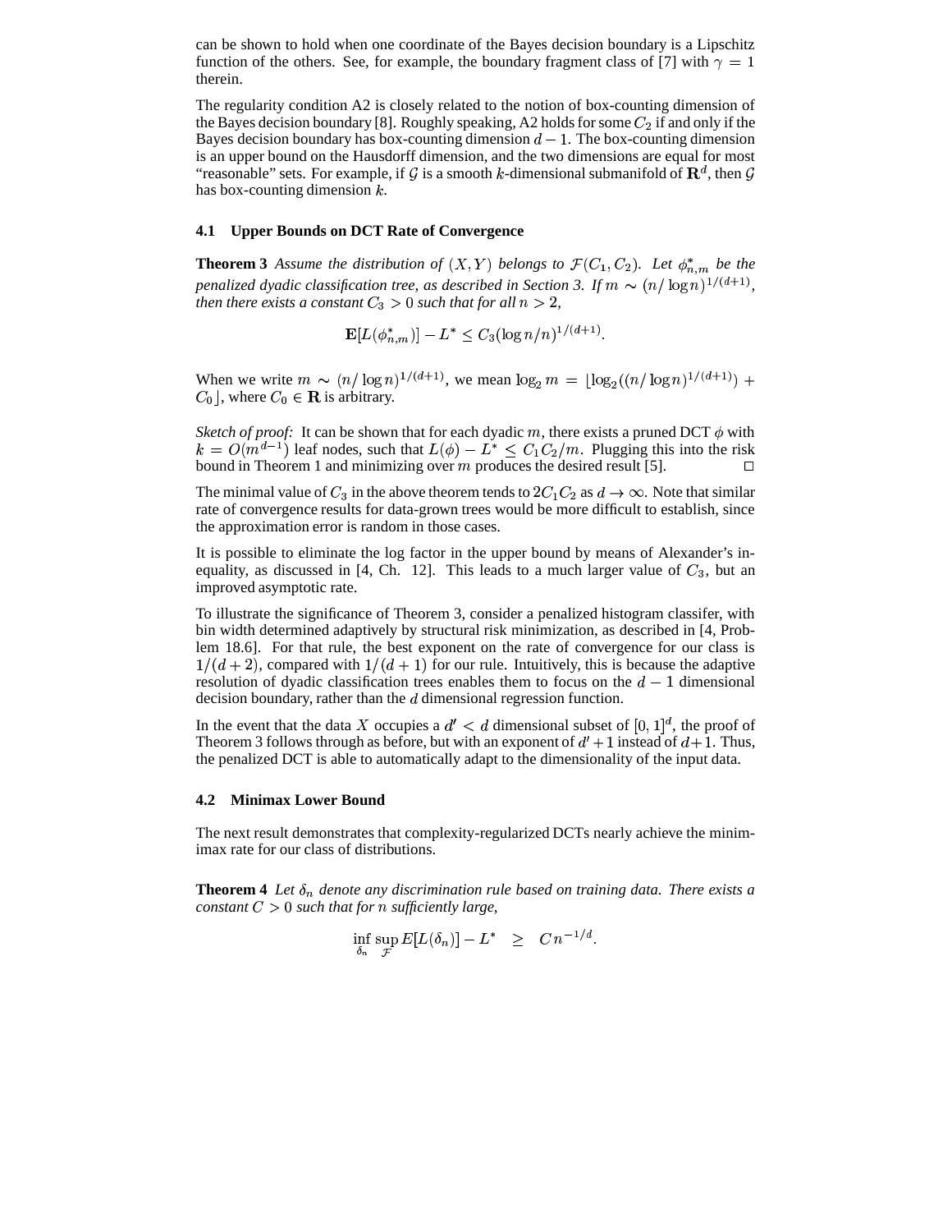can be shown to hold when one coordinate of the Bayes decision boundary is a Lipschitz function of the others. See, for example, the boundary fragment class of [7] with $\gamma = 1$ therein.

The regularity condition A2 is closely related to the notion of box-counting dimension of the Bayes decision boundary [8]. Roughly speaking, A2 holds for some $C_2$ if and only if the Bayes decision boundary has box-counting dimension $d-1$. The box-counting dimension is an upper bound on the Hausdorff dimension, and the two dimensions are equal for most "reasonable" sets. For example, if $\mathcal{G}$ is a smooth $k$-dimensional submanifold of $\mathbf{R}^d$, then $\mathcal{G}$ has box-counting dimension $k$.

### 4.1 Upper Bounds on DCT Rate of Convergence

**Theorem 3** *Assume the distribution of $(X, Y)$ belongs to $\mathcal{F}(C_1, C_2)$. Let $\phi^*_{n,m}$ be the penalized dyadic classification tree, as described in Section 3. If $m \sim (n/\log n)^{1/(d+1)}$, then there exists a constant $C_3 > 0$ such that for all $n > 2$,*

$$\mathbf{E}[L(\phi^*_{n,m})] - L^* \leq C_3 (\log n/n)^{1/(d+1)}.$$

When we write $m \sim (n/\log n)^{1/(d+1)}$, we mean $\log_2 m = \lfloor \log_2((n/\log n)^{1/(d+1)}) + C_0 \rfloor$, where $C_0 \in \mathbf{R}$ is arbitrary.

*Sketch of proof:* It can be shown that for each dyadic $m$, there exists a pruned DCT $\phi$ with $k = O(m^{d-1})$ leaf nodes, such that $L(\phi) - L^* \leq C_1 C_2 / m$. Plugging this into the risk bound in Theorem 1 and minimizing over $m$ produces the desired result [5]. □

The minimal value of $C_3$ in the above theorem tends to $2C_1C_2$ as $d \to \infty$. Note that similar rate of convergence results for data-grown trees would be more difficult to establish, since the approximation error is random in those cases.

It is possible to eliminate the log factor in the upper bound by means of Alexander's inequality, as discussed in [4, Ch. 12]. This leads to a much larger value of $C_3$, but an improved asymptotic rate.

To illustrate the significance of Theorem 3, consider a penalized histogram classifer, with bin width determined adaptively by structural risk minimization, as described in [4, Problem 18.6]. For that rule, the best exponent on the rate of convergence for our class is $1/(d+2)$, compared with $1/(d+1)$ for our rule. Intuitively, this is because the adaptive resolution of dyadic classification trees enables them to focus on the $d-1$ dimensional decision boundary, rather than the $d$ dimensional regression function.

In the event that the data $X$ occupies a $d' < d$ dimensional subset of $[0,1]^d$, the proof of Theorem 3 follows through as before, but with an exponent of $d'+1$ instead of $d+1$. Thus, the penalized DCT is able to automatically adapt to the dimensionality of the input data.

### 4.2 Minimax Lower Bound

The next result demonstrates that complexity-regularized DCTs nearly achieve the minimax rate for our class of distributions.

**Theorem 4** *Let $\delta_n$ denote any discrimination rule based on training data. There exists a constant $C > 0$ such that for $n$ sufficiently large,*

$$\inf_{\delta_n} \sup_{\mathcal{F}} E[L(\delta_n)] - L^* \quad \geq \quad C n^{-1/d}.$$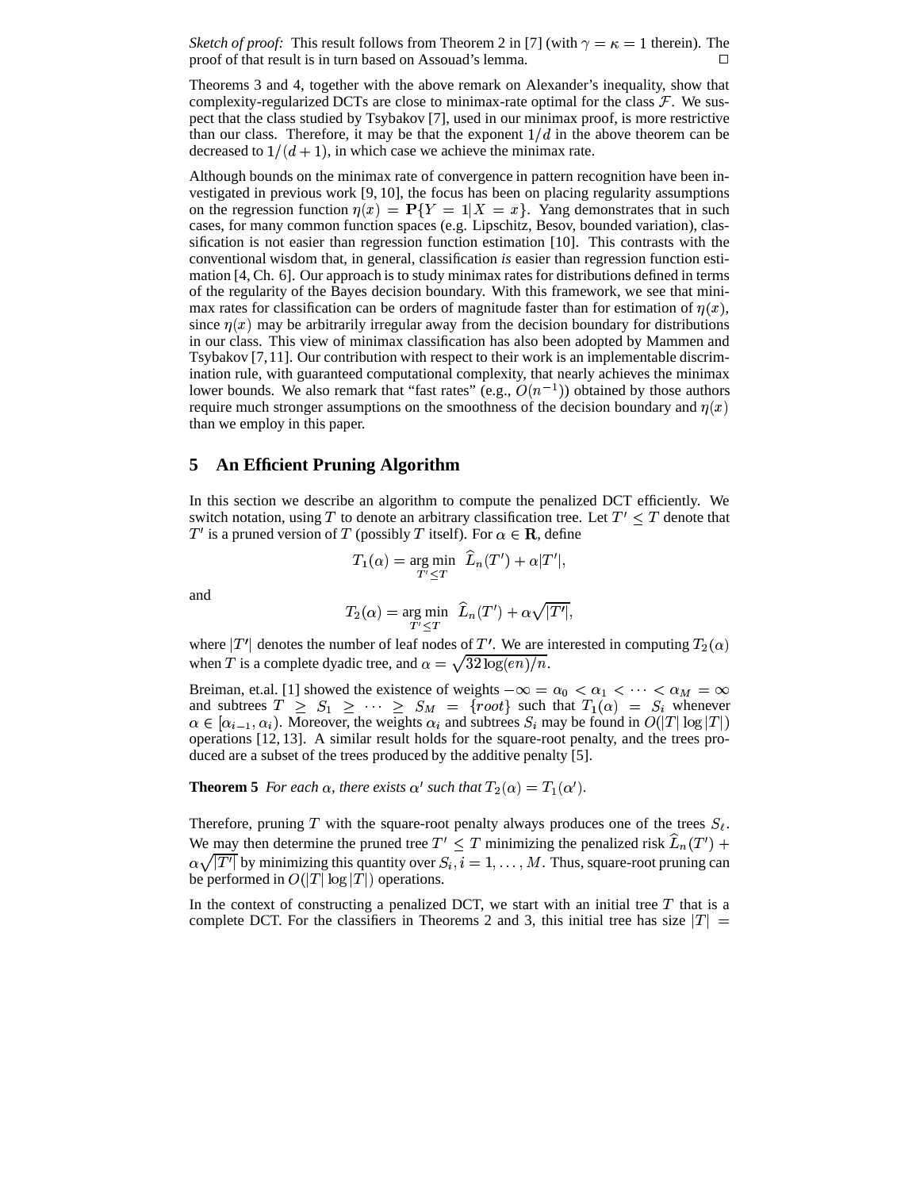*Sketch of proof:* This result follows from Theorem 2 in [7] (with $\gamma = \kappa = 1$ therein). The proof of that result is in turn based on Assouad's lemma. □

Theorems 3 and 4, together with the above remark on Alexander's inequality, show that complexity-regularized DCTs are close to minimax-rate optimal for the class $\mathcal{F}$. We suspect that the class studied by Tsybakov [7], used in our minimax proof, is more restrictive than our class. Therefore, it may be that the exponent $1/d$ in the above theorem can be decreased to $1/(d+1)$, in which case we achieve the minimax rate.

Although bounds on the minimax rate of convergence in pattern recognition have been investigated in previous work [9, 10], the focus has been on placing regularity assumptions on the regression function $\eta(x) = \mathbf{P}\{Y = 1|X = x\}$. Yang demonstrates that in such cases, for many common function spaces (e.g. Lipschitz, Besov, bounded variation), classification is not easier than regression function estimation [10]. This contrasts with the conventional wisdom that, in general, classification *is* easier than regression function estimation [4, Ch. 6]. Our approach is to study minimax rates for distributions defined in terms of the regularity of the Bayes decision boundary. With this framework, we see that minimax rates for classification can be orders of magnitude faster than for estimation of $\eta(x)$, since $\eta(x)$ may be arbitrarily irregular away from the decision boundary for distributions in our class. This view of minimax classification has also been adopted by Mammen and Tsybakov [7, 11]. Our contribution with respect to their work is an implementable discrimination rule, with guaranteed computational complexity, that nearly achieves the minimax lower bounds. We also remark that "fast rates" (e.g., $O(n^{-1})$) obtained by those authors require much stronger assumptions on the smoothness of the decision boundary and $\eta(x)$ than we employ in this paper.

## 5 An Efficient Pruning Algorithm

In this section we describe an algorithm to compute the penalized DCT efficiently. We switch notation, using $T$ to denote an arbitrary classification tree. Let $T' \leq T$ denote that $T'$ is a pruned version of $T$ (possibly $T$ itself). For $\alpha \in \mathbf{R}$, define

$$T_1(\alpha) = \underset{T' \leq T}{\arg\min} \;\; \widehat{L}_n(T') + \alpha|T'|,$$

and

$$T_2(\alpha) = \underset{T' \leq T}{\arg\min} \;\; \widehat{L}_n(T') + \alpha\sqrt{|T'|},$$

where $|T'|$ denotes the number of leaf nodes of $T'$. We are interested in computing $T_2(\alpha)$ when $T$ is a complete dyadic tree, and $\alpha = \sqrt{32\log(en)/n}$.

Breiman, et.al. [1] showed the existence of weights $-\infty = \alpha_0 < \alpha_1 < \cdots < \alpha_M = \infty$ and subtrees $T \geq S_1 \geq \cdots \geq S_M = \{root\}$ such that $T_1(\alpha) = S_i$ whenever $\alpha \in [\alpha_{i-1}, \alpha_i)$. Moreover, the weights $\alpha_i$ and subtrees $S_i$ may be found in $O(|T|\log|T|)$ operations [12, 13]. A similar result holds for the square-root penalty, and the trees produced are a subset of the trees produced by the additive penalty [5].

**Theorem 5** *For each $\alpha$, there exists $\alpha'$ such that $T_2(\alpha) = T_1(\alpha')$.*

Therefore, pruning $T$ with the square-root penalty always produces one of the trees $S_\ell$. We may then determine the pruned tree $T' \leq T$ minimizing the penalized risk $\widehat{L}_n(T') + \alpha\sqrt{|T'|}$ by minimizing this quantity over $S_i, i = 1, \ldots, M$. Thus, square-root pruning can be performed in $O(|T|\log|T|)$ operations.

In the context of constructing a penalized DCT, we start with an initial tree $T$ that is a complete DCT. For the classifiers in Theorems 2 and 3, this initial tree has size $|T| =$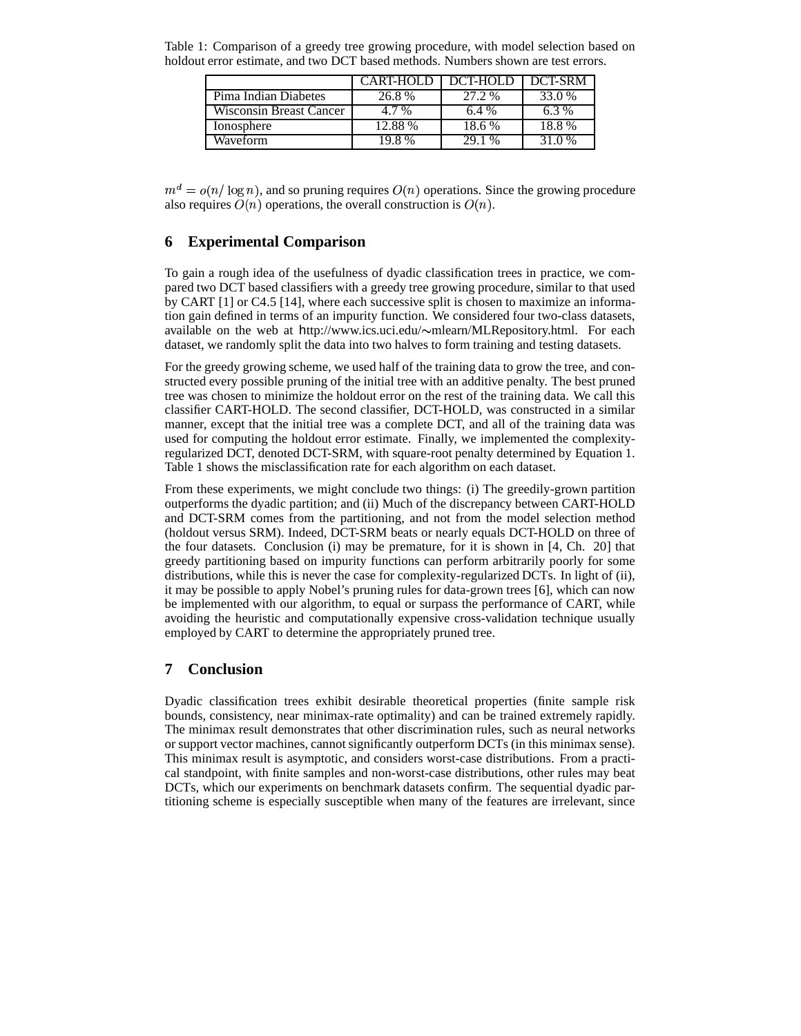Table 1: Comparison of a greedy tree growing procedure, with model selection based on holdout error estimate, and two DCT based methods. Numbers shown are test errors.

| | CART-HOLD | DCT-HOLD | DCT-SRM |
|---|---|---|---|
| Pima Indian Diabetes | 26.8 % | 27.2 % | 33.0 % |
| Wisconsin Breast Cancer | 4.7 % | 6.4 % | 6.3 % |
| Ionosphere | 12.88 % | 18.6 % | 18.8 % |
| Waveform | 19.8 % | 29.1 % | 31.0 % |

$m^d = o(n/\log n)$, and so pruning requires $O(n)$ operations. Since the growing procedure also requires $O(n)$ operations, the overall construction is $O(n)$.

## 6 Experimental Comparison

To gain a rough idea of the usefulness of dyadic classification trees in practice, we compared two DCT based classifiers with a greedy tree growing procedure, similar to that used by CART [1] or C4.5 [14], where each successive split is chosen to maximize an information gain defined in terms of an impurity function. We considered four two-class datasets, available on the web at http://www.ics.uci.edu/∼mlearn/MLRepository.html. For each dataset, we randomly split the data into two halves to form training and testing datasets.

For the greedy growing scheme, we used half of the training data to grow the tree, and constructed every possible pruning of the initial tree with an additive penalty. The best pruned tree was chosen to minimize the holdout error on the rest of the training data. We call this classifier CART-HOLD. The second classifier, DCT-HOLD, was constructed in a similar manner, except that the initial tree was a complete DCT, and all of the training data was used for computing the holdout error estimate. Finally, we implemented the complexity-regularized DCT, denoted DCT-SRM, with square-root penalty determined by Equation 1. Table 1 shows the misclassification rate for each algorithm on each dataset.

From these experiments, we might conclude two things: (i) The greedily-grown partition outperforms the dyadic partition; and (ii) Much of the discrepancy between CART-HOLD and DCT-SRM comes from the partitioning, and not from the model selection method (holdout versus SRM). Indeed, DCT-SRM beats or nearly equals DCT-HOLD on three of the four datasets. Conclusion (i) may be premature, for it is shown in [4, Ch. 20] that greedy partitioning based on impurity functions can perform arbitrarily poorly for some distributions, while this is never the case for complexity-regularized DCTs. In light of (ii), it may be possible to apply Nobel's pruning rules for data-grown trees [6], which can now be implemented with our algorithm, to equal or surpass the performance of CART, while avoiding the heuristic and computationally expensive cross-validation technique usually employed by CART to determine the appropriately pruned tree.

## 7 Conclusion

Dyadic classification trees exhibit desirable theoretical properties (finite sample risk bounds, consistency, near minimax-rate optimality) and can be trained extremely rapidly. The minimax result demonstrates that other discrimination rules, such as neural networks or support vector machines, cannot significantly outperform DCTs (in this minimax sense). This minimax result is asymptotic, and considers worst-case distributions. From a practical standpoint, with finite samples and non-worst-case distributions, other rules may beat DCTs, which our experiments on benchmark datasets confirm. The sequential dyadic partitioning scheme is especially susceptible when many of the features are irrelevant, since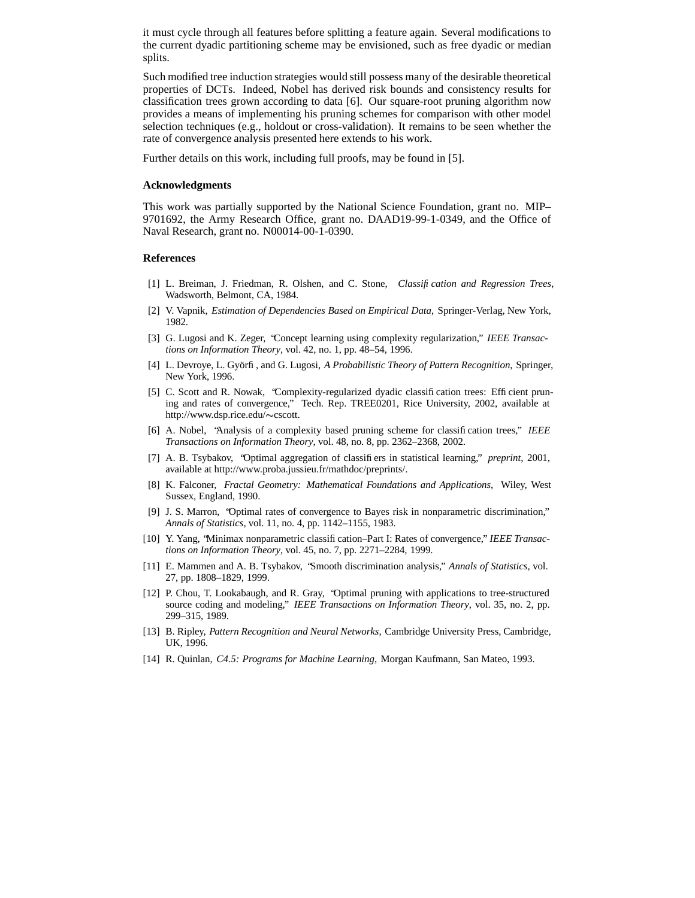it must cycle through all features before splitting a feature again. Several modifications to the current dyadic partitioning scheme may be envisioned, such as free dyadic or median splits.

Such modified tree induction strategies would still possess many of the desirable theoretical properties of DCTs. Indeed, Nobel has derived risk bounds and consistency results for classification trees grown according to data [6]. Our square-root pruning algorithm now provides a means of implementing his pruning schemes for comparison with other model selection techniques (e.g., holdout or cross-validation). It remains to be seen whether the rate of convergence analysis presented here extends to his work.

Further details on this work, including full proofs, may be found in [5].

### Acknowledgments

This work was partially supported by the National Science Foundation, grant no. MIP–9701692, the Army Research Office, grant no. DAAD19-99-1-0349, and the Office of Naval Research, grant no. N00014-00-1-0390.

### References

[1] L. Breiman, J. Friedman, R. Olshen, and C. Stone, *Classification and Regression Trees*, Wadsworth, Belmont, CA, 1984.

[2] V. Vapnik, *Estimation of Dependencies Based on Empirical Data*, Springer-Verlag, New York, 1982.

[3] G. Lugosi and K. Zeger, "Concept learning using complexity regularization," *IEEE Transactions on Information Theory*, vol. 42, no. 1, pp. 48–54, 1996.

[4] L. Devroye, L. Györfi, and G. Lugosi, *A Probabilistic Theory of Pattern Recognition*, Springer, New York, 1996.

[5] C. Scott and R. Nowak, "Complexity-regularized dyadic classification trees: Efficient pruning and rates of convergence," Tech. Rep. TREE0201, Rice University, 2002, available at http://www.dsp.rice.edu/∼cscott.

[6] A. Nobel, "Analysis of a complexity based pruning scheme for classification trees," *IEEE Transactions on Information Theory*, vol. 48, no. 8, pp. 2362–2368, 2002.

[7] A. B. Tsybakov, "Optimal aggregation of classifiers in statistical learning," *preprint*, 2001, available at http://www.proba.jussieu.fr/mathdoc/preprints/.

[8] K. Falconer, *Fractal Geometry: Mathematical Foundations and Applications*, Wiley, West Sussex, England, 1990.

[9] J. S. Marron, "Optimal rates of convergence to Bayes risk in nonparametric discrimination," *Annals of Statistics*, vol. 11, no. 4, pp. 1142–1155, 1983.

[10] Y. Yang, "Minimax nonparametric classification–Part I: Rates of convergence," *IEEE Transactions on Information Theory*, vol. 45, no. 7, pp. 2271–2284, 1999.

[11] E. Mammen and A. B. Tsybakov, "Smooth discrimination analysis," *Annals of Statistics*, vol. 27, pp. 1808–1829, 1999.

[12] P. Chou, T. Lookabaugh, and R. Gray, "Optimal pruning with applications to tree-structured source coding and modeling," *IEEE Transactions on Information Theory*, vol. 35, no. 2, pp. 299–315, 1989.

[13] B. Ripley, *Pattern Recognition and Neural Networks*, Cambridge University Press, Cambridge, UK, 1996.

[14] R. Quinlan, *C4.5: Programs for Machine Learning*, Morgan Kaufmann, San Mateo, 1993.